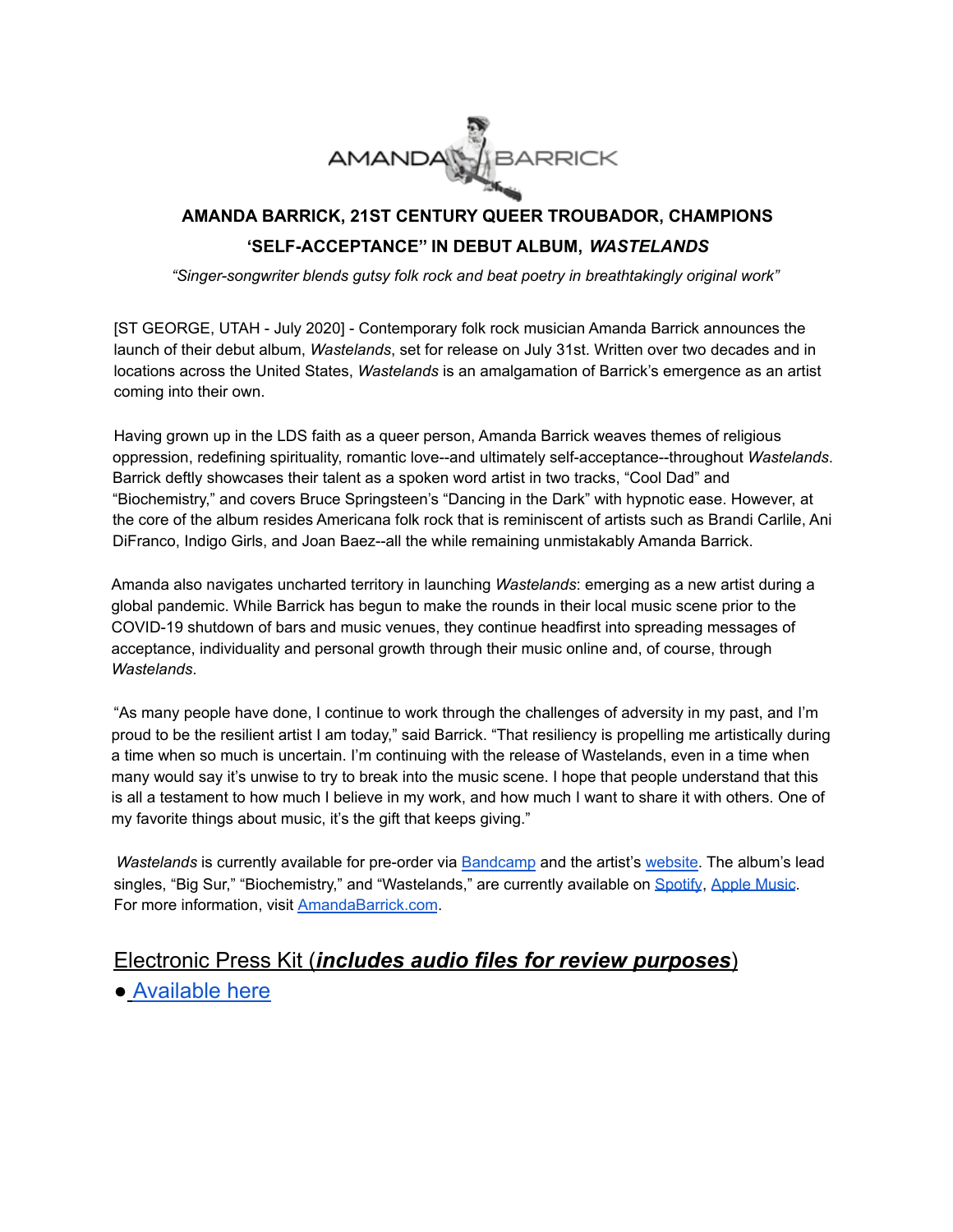AMANDA BARRICK

## AMANDA BARRICK, 21ST CENTURY QUEER TROUBADOR, CHAMPIONS 'SELF-ACCEPTANCE" IN DEBUT ALBUM, *WASTELANDS*

*"Singer-songwriter blends gutsy folk rock and beat poetry in breathtakingly original work"*

[ST GEORGE, UTAH - July 2020] - Contemporary folk rock musician Amanda Barrick announces the launch of their debut album, *Wastelands*, set for release on July 31st. Written over two decades and in locations across the United States, *Wastelands* is an amalgamation of Barrick's emergence as an artist coming into their own.

Having grown up in the LDS faith as a queer person, Amanda Barrick weaves themes of religious oppression, redefining spirituality, romantic love--and ultimately self-acceptance--throughout *Wastelands*. Barrick deftly showcases their talent as a spoken word artist in two tracks, "Cool Dad" and "Biochemistry," and covers Bruce Springsteen's "Dancing in the Dark" with hypnotic ease. However, at the core of the album resides Americana folk rock that is reminiscent of artists such as Brandi Carlile, Ani DiFranco, Indigo Girls, and Joan Baez--all the while remaining unmistakably Amanda Barrick.

Amanda also navigates uncharted territory in launching *Wastelands*: emerging as a new artist during a global pandemic. While Barrick has begun to make the rounds in their local music scene prior to the COVID-19 shutdown of bars and music venues, they continue headfirst into spreading messages of acceptance, individuality and personal growth through their music online and, of course, through *Wastelands*.

"As many people have done, I continue to work through the challenges of adversity in my past, and I'm proud to be the resilient artist I am today," said Barrick. "That resiliency is propelling me artistically during a time when so much is uncertain. I'm continuing with the release of Wastelands, even in a time when many would say it's unwise to try to break into the music scene. I hope that people understand that this is all a testament to how much I believe in my work, and how much I want to share it with others. One of my favorite things about music, it's the gift that keeps giving."

*Wastelands* is currently available for pre-order via Bandcamp and the artist's website. The album's lead singles, "Big Sur," "Biochemistry," and "Wastelands," are currently available on Spotify, Apple Music. For more information, visit AmandaBarrick.com.

## Electronic Press Kit (***includes audio files for review purposes***)

- Available here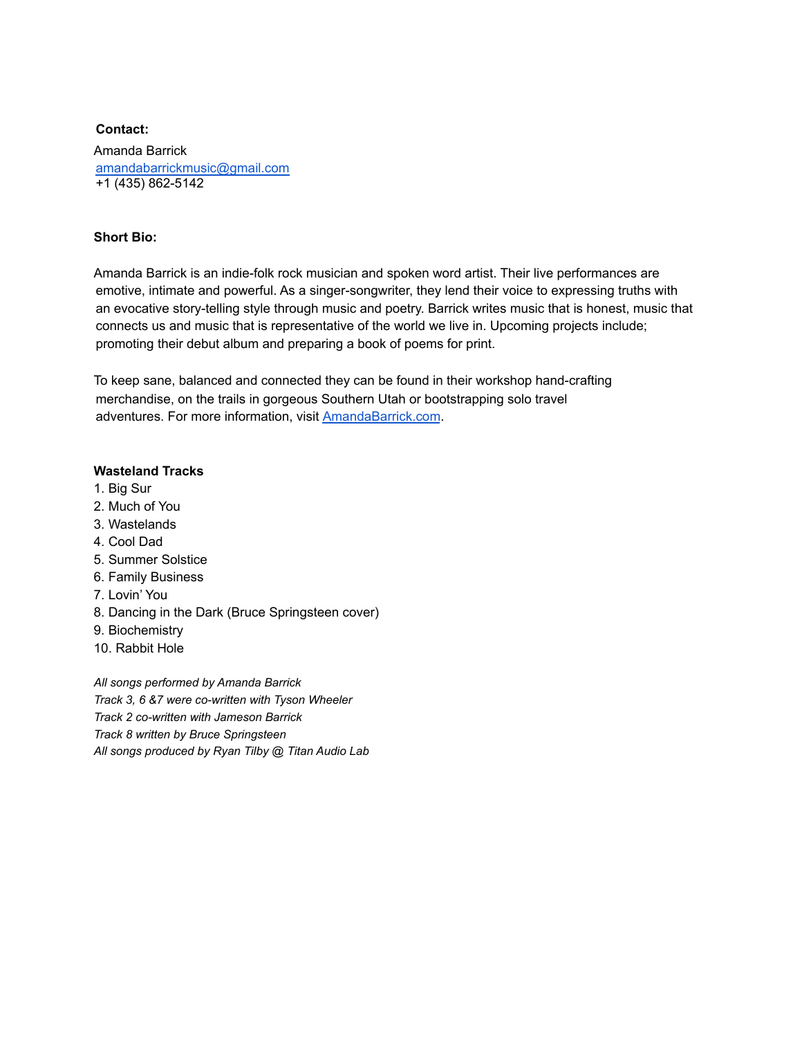**Contact:**

Amanda Barrick
amandabarrickmusic@gmail.com
+1 (435) 862-5142

**Short Bio:**

Amanda Barrick is an indie-folk rock musician and spoken word artist. Their live performances are emotive, intimate and powerful. As a singer-songwriter, they lend their voice to expressing truths with an evocative story-telling style through music and poetry. Barrick writes music that is honest, music that connects us and music that is representative of the world we live in. Upcoming projects include; promoting their debut album and preparing a book of poems for print.

To keep sane, balanced and connected they can be found in their workshop hand-crafting merchandise, on the trails in gorgeous Southern Utah or bootstrapping solo travel adventures. For more information, visit AmandaBarrick.com.

**Wasteland Tracks**

1. Big Sur
2. Much of You
3. Wastelands
4. Cool Dad
5. Summer Solstice
6. Family Business
7. Lovin' You
8. Dancing in the Dark (Bruce Springsteen cover)
9. Biochemistry
10. Rabbit Hole

*All songs performed by Amanda Barrick*
*Track 3, 6 &7 were co-written with Tyson Wheeler*
*Track 2 co-written with Jameson Barrick*
*Track 8 written by Bruce Springsteen*
*All songs produced by Ryan Tilby @ Titan Audio Lab*